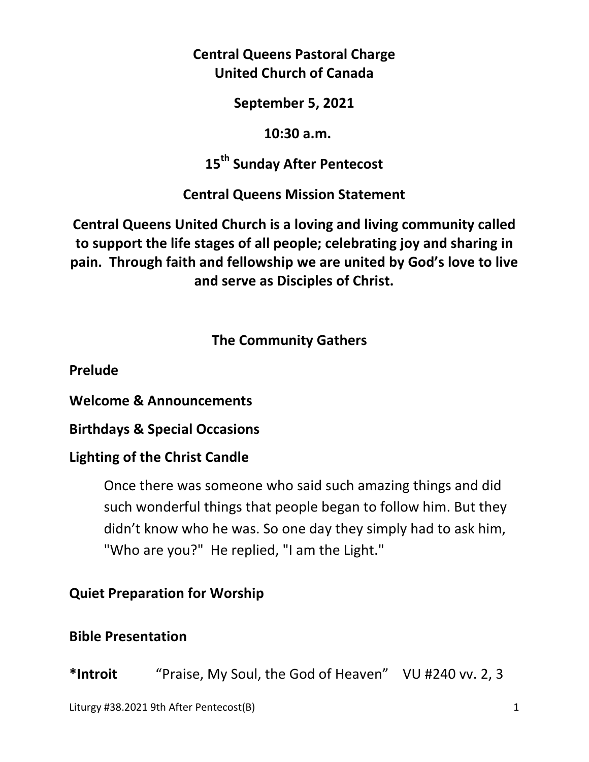# Central Queens Pastoral Charge
# United Church of Canada

**September 5, 2021**

**10:30 a.m.**

**15th Sunday After Pentecost**

## Central Queens Mission Statement

**Central Queens United Church is a loving and living community called to support the life stages of all people; celebrating joy and sharing in pain. Through faith and fellowship we are united by God's love to live and serve as Disciples of Christ.**

## The Community Gathers

**Prelude**

**Welcome & Announcements**

**Birthdays & Special Occasions**

**Lighting of the Christ Candle**

> Once there was someone who said such amazing things and did such wonderful things that people began to follow him. But they didn't know who he was. So one day they simply had to ask him, "Who are you?" He replied, "I am the Light."

**Quiet Preparation for Worship**

**Bible Presentation**

***Introit** "Praise, My Soul, the God of Heaven" VU #240 vv. 2, 3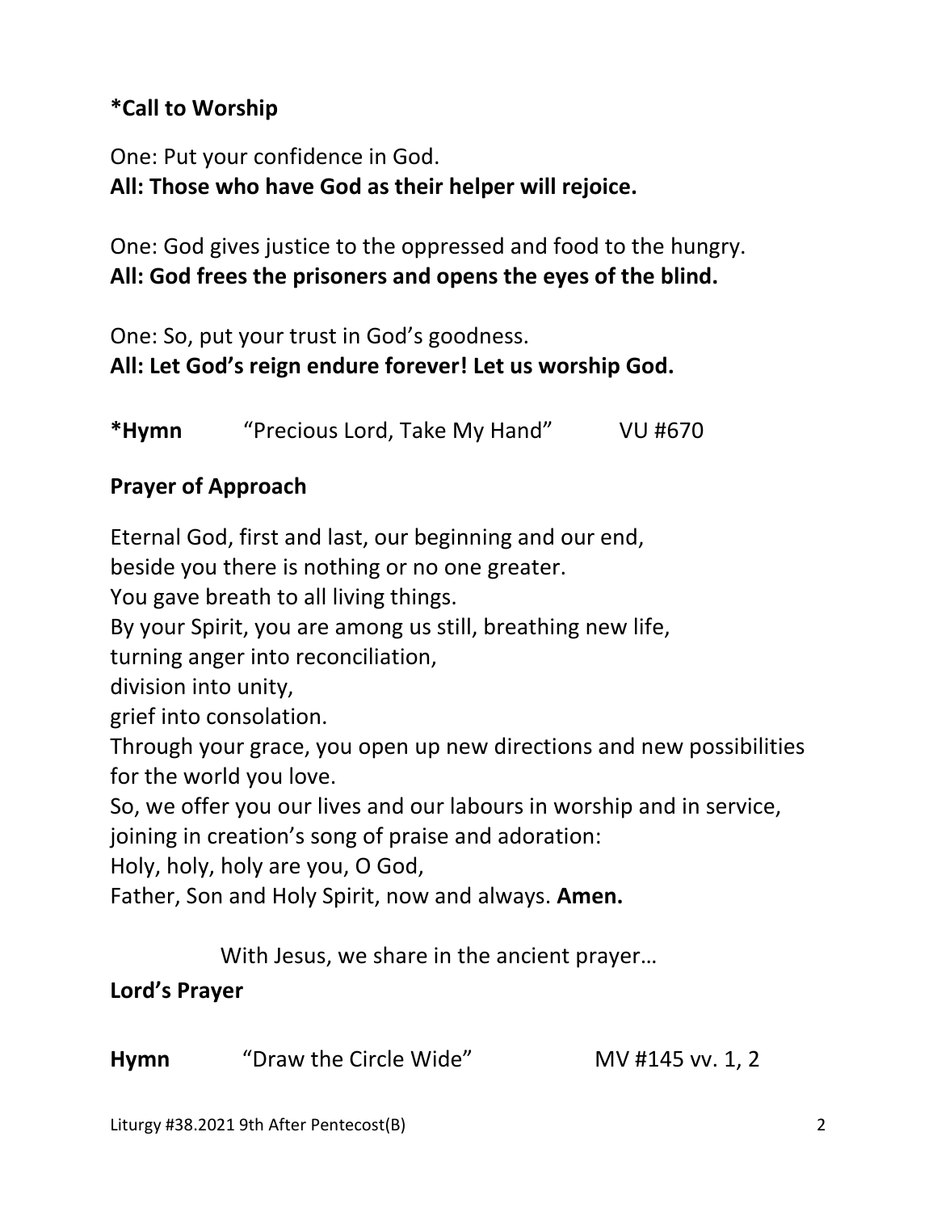**\*Call to Worship**

One: Put your confidence in God.
**All: Those who have God as their helper will rejoice.**

One: God gives justice to the oppressed and food to the hungry.
**All: God frees the prisoners and opens the eyes of the blind.**

One: So, put your trust in God's goodness.
**All: Let God's reign endure forever! Let us worship God.**

**\*Hymn** "Precious Lord, Take My Hand" VU #670

**Prayer of Approach**

Eternal God, first and last, our beginning and our end,
beside you there is nothing or no one greater.
You gave breath to all living things.
By your Spirit, you are among us still, breathing new life,
turning anger into reconciliation,
division into unity,
grief into consolation.
Through your grace, you open up new directions and new possibilities for the world you love.
So, we offer you our lives and our labours in worship and in service,
joining in creation's song of praise and adoration:
Holy, holy, holy are you, O God,
Father, Son and Holy Spirit, now and always. **Amen.**

With Jesus, we share in the ancient prayer…

**Lord's Prayer**

**Hymn** "Draw the Circle Wide" MV #145 vv. 1, 2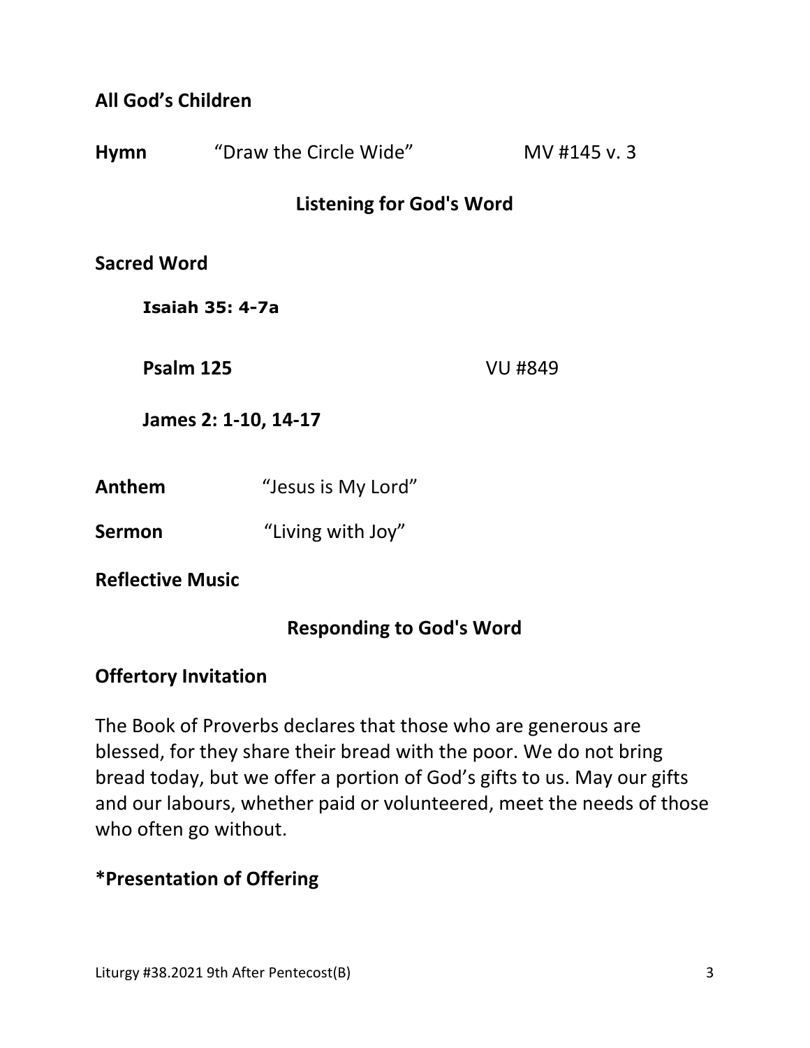**All God's Children**

**Hymn** "Draw the Circle Wide" MV #145 v. 3

## Listening for God's Word

**Sacred Word**

**Isaiah 35: 4-7a**

**Psalm 125** VU #849

**James 2: 1-10, 14-17**

**Anthem** "Jesus is My Lord"

**Sermon** "Living with Joy"

**Reflective Music**

## Responding to God's Word

**Offertory Invitation**

The Book of Proverbs declares that those who are generous are blessed, for they share their bread with the poor. We do not bring bread today, but we offer a portion of God's gifts to us. May our gifts and our labours, whether paid or volunteered, meet the needs of those who often go without.

**\*Presentation of Offering**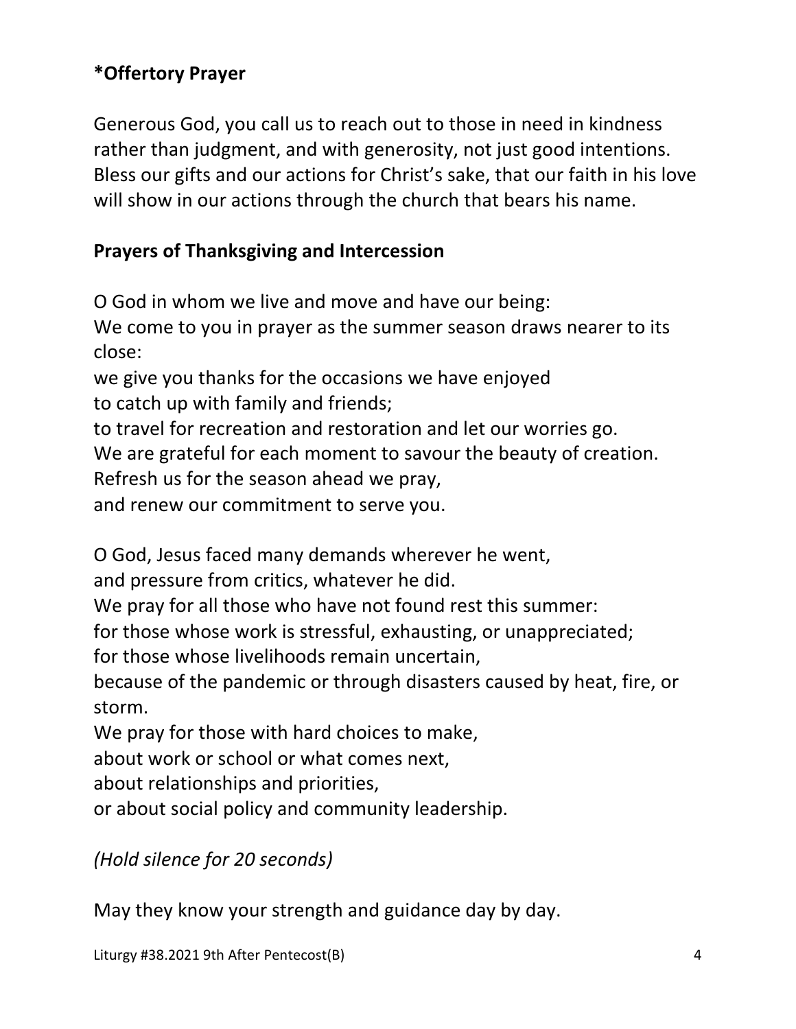**\*Offertory Prayer**

Generous God, you call us to reach out to those in need in kindness rather than judgment, and with generosity, not just good intentions. Bless our gifts and our actions for Christ's sake, that our faith in his love will show in our actions through the church that bears his name.

**Prayers of Thanksgiving and Intercession**

O God in whom we live and move and have our being:
We come to you in prayer as the summer season draws nearer to its close:
we give you thanks for the occasions we have enjoyed
to catch up with family and friends;
to travel for recreation and restoration and let our worries go.
We are grateful for each moment to savour the beauty of creation.
Refresh us for the season ahead we pray,
and renew our commitment to serve you.

O God, Jesus faced many demands wherever he went,
and pressure from critics, whatever he did.
We pray for all those who have not found rest this summer:
for those whose work is stressful, exhausting, or unappreciated;
for those whose livelihoods remain uncertain,
because of the pandemic or through disasters caused by heat, fire, or storm.
We pray for those with hard choices to make,
about work or school or what comes next,
about relationships and priorities,
or about social policy and community leadership.

*(Hold silence for 20 seconds)*

May they know your strength and guidance day by day.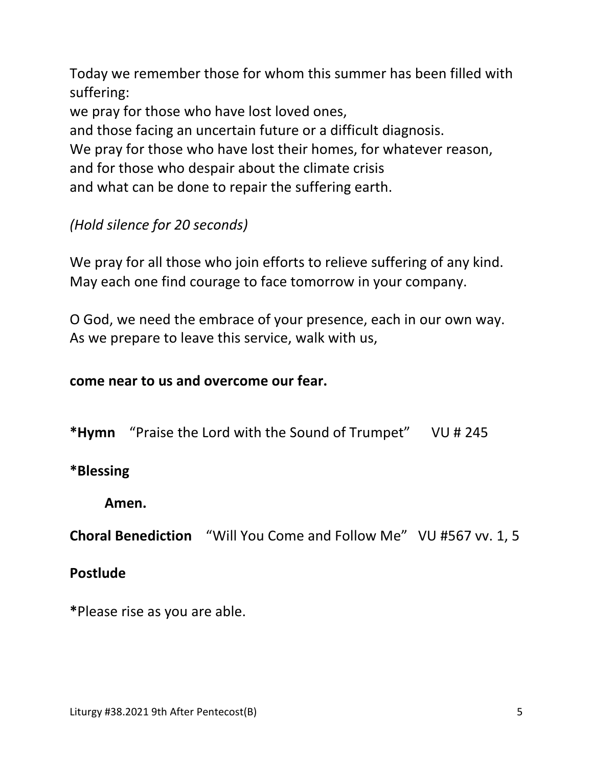Today we remember those for whom this summer has been filled with suffering:
we pray for those who have lost loved ones,
and those facing an uncertain future or a difficult diagnosis.
We pray for those who have lost their homes, for whatever reason,
and for those who despair about the climate crisis
and what can be done to repair the suffering earth.

*(Hold silence for 20 seconds)*

We pray for all those who join efforts to relieve suffering of any kind.
May each one find courage to face tomorrow in your company.

O God, we need the embrace of your presence, each in our own way.
As we prepare to leave this service, walk with us,

**come near to us and overcome our fear.**

**\*Hymn** "Praise the Lord with the Sound of Trumpet" VU # 245

**\*Blessing**

**Amen.**

**Choral Benediction** "Will You Come and Follow Me" VU #567 vv. 1, 5

**Postlude**

**\***Please rise as you are able.